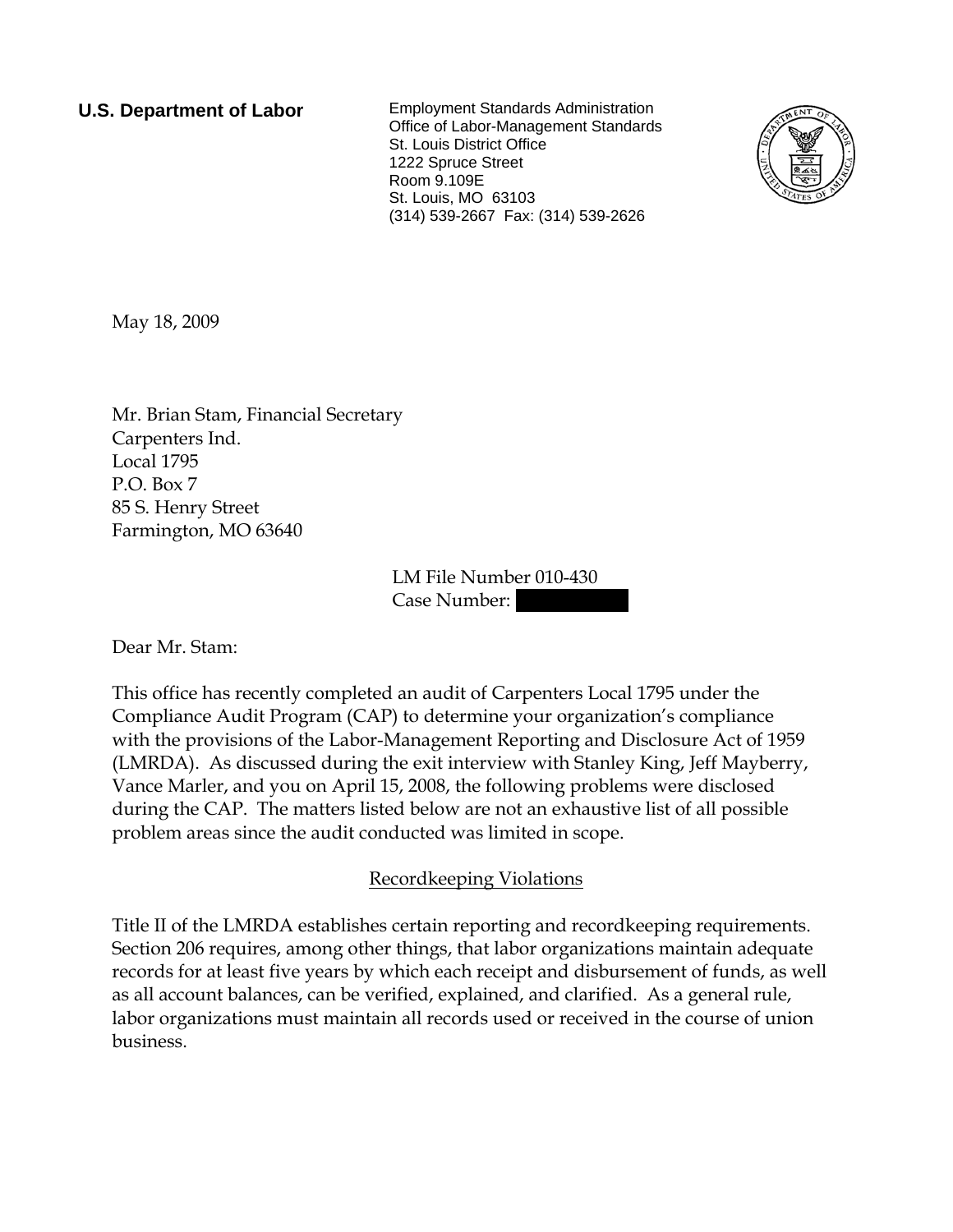**U.S. Department of Labor**

Employment Standards Administration
Office of Labor-Management Standards
St. Louis District Office
1222 Spruce Street
Room 9.109E
St. Louis, MO 63103
(314) 539-2667 Fax: (314) 539-2626

May 18, 2009

Mr. Brian Stam, Financial Secretary
Carpenters Ind.
Local 1795
P.O. Box 7
85 S. Henry Street
Farmington, MO 63640

LM File Number 010-430
Case Number: [redacted]

Dear Mr. Stam:

This office has recently completed an audit of Carpenters Local 1795 under the Compliance Audit Program (CAP) to determine your organization's compliance with the provisions of the Labor-Management Reporting and Disclosure Act of 1959 (LMRDA). As discussed during the exit interview with Stanley King, Jeff Mayberry, Vance Marler, and you on April 15, 2008, the following problems were disclosed during the CAP. The matters listed below are not an exhaustive list of all possible problem areas since the audit conducted was limited in scope.

## Recordkeeping Violations

Title II of the LMRDA establishes certain reporting and recordkeeping requirements. Section 206 requires, among other things, that labor organizations maintain adequate records for at least five years by which each receipt and disbursement of funds, as well as all account balances, can be verified, explained, and clarified. As a general rule, labor organizations must maintain all records used or received in the course of union business.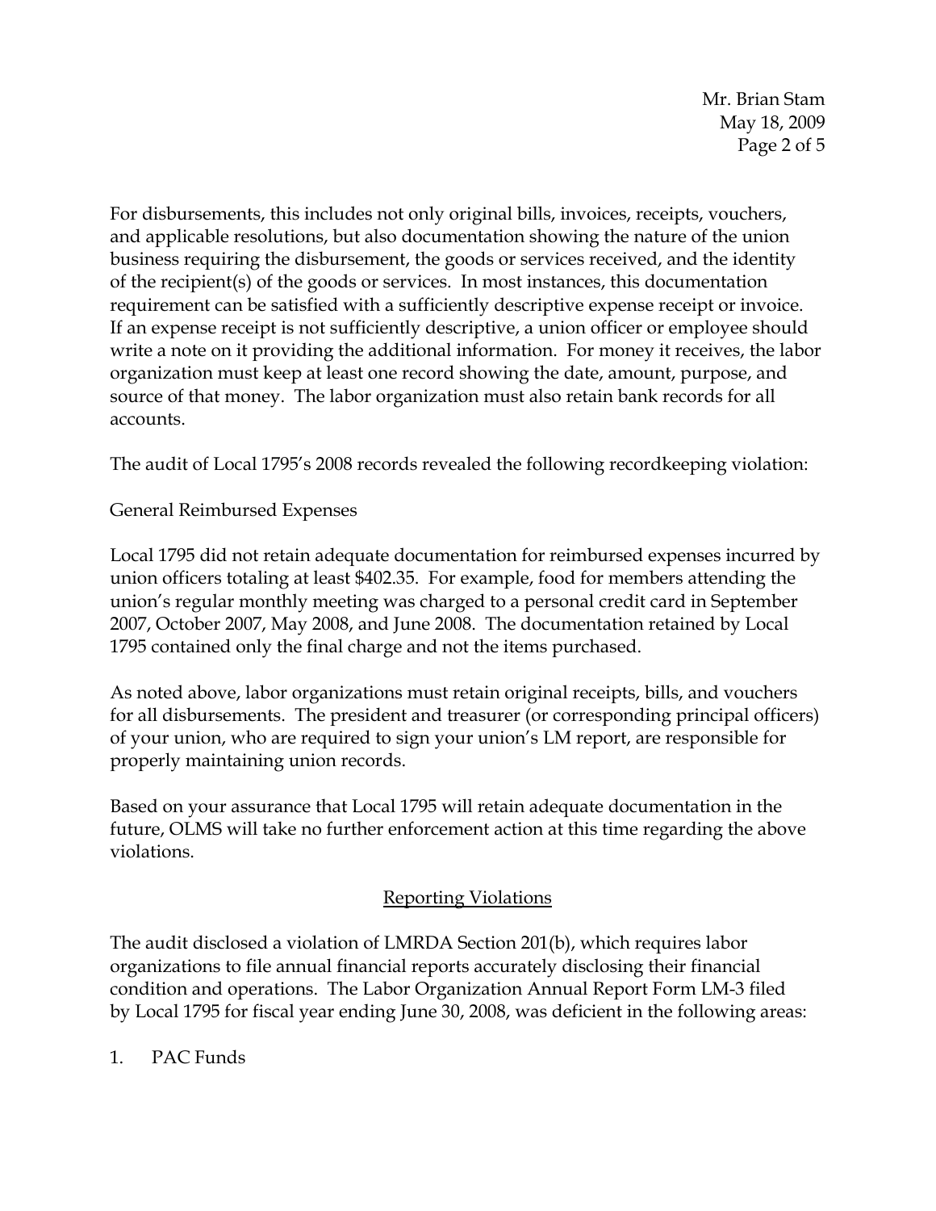For disbursements, this includes not only original bills, invoices, receipts, vouchers, and applicable resolutions, but also documentation showing the nature of the union business requiring the disbursement, the goods or services received, and the identity of the recipient(s) of the goods or services. In most instances, this documentation requirement can be satisfied with a sufficiently descriptive expense receipt or invoice. If an expense receipt is not sufficiently descriptive, a union officer or employee should write a note on it providing the additional information. For money it receives, the labor organization must keep at least one record showing the date, amount, purpose, and source of that money. The labor organization must also retain bank records for all accounts.

The audit of Local 1795's 2008 records revealed the following recordkeeping violation:

General Reimbursed Expenses

Local 1795 did not retain adequate documentation for reimbursed expenses incurred by union officers totaling at least $402.35. For example, food for members attending the union's regular monthly meeting was charged to a personal credit card in September 2007, October 2007, May 2008, and June 2008. The documentation retained by Local 1795 contained only the final charge and not the items purchased.

As noted above, labor organizations must retain original receipts, bills, and vouchers for all disbursements. The president and treasurer (or corresponding principal officers) of your union, who are required to sign your union's LM report, are responsible for properly maintaining union records.

Based on your assurance that Local 1795 will retain adequate documentation in the future, OLMS will take no further enforcement action at this time regarding the above violations.

## Reporting Violations

The audit disclosed a violation of LMRDA Section 201(b), which requires labor organizations to file annual financial reports accurately disclosing their financial condition and operations. The Labor Organization Annual Report Form LM-3 filed by Local 1795 for fiscal year ending June 30, 2008, was deficient in the following areas:

1. PAC Funds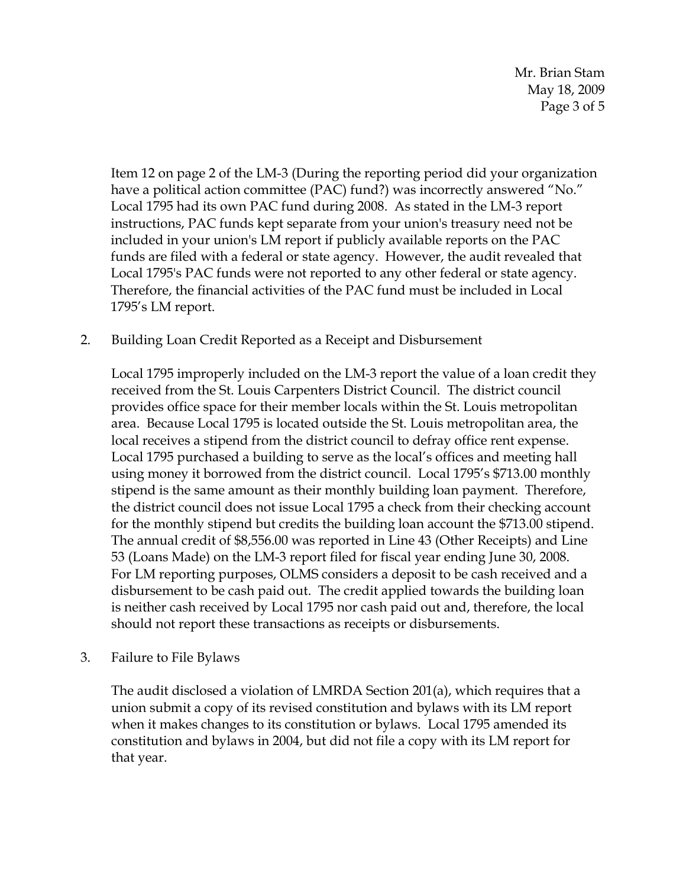Item 12 on page 2 of the LM-3 (During the reporting period did your organization have a political action committee (PAC) fund?) was incorrectly answered "No." Local 1795 had its own PAC fund during 2008. As stated in the LM-3 report instructions, PAC funds kept separate from your union's treasury need not be included in your union's LM report if publicly available reports on the PAC funds are filed with a federal or state agency. However, the audit revealed that Local 1795's PAC funds were not reported to any other federal or state agency. Therefore, the financial activities of the PAC fund must be included in Local 1795's LM report.

2. Building Loan Credit Reported as a Receipt and Disbursement

   Local 1795 improperly included on the LM-3 report the value of a loan credit they received from the St. Louis Carpenters District Council. The district council provides office space for their member locals within the St. Louis metropolitan area. Because Local 1795 is located outside the St. Louis metropolitan area, the local receives a stipend from the district council to defray office rent expense. Local 1795 purchased a building to serve as the local's offices and meeting hall using money it borrowed from the district council. Local 1795's $713.00 monthly stipend is the same amount as their monthly building loan payment. Therefore, the district council does not issue Local 1795 a check from their checking account for the monthly stipend but credits the building loan account the $713.00 stipend. The annual credit of $8,556.00 was reported in Line 43 (Other Receipts) and Line 53 (Loans Made) on the LM-3 report filed for fiscal year ending June 30, 2008. For LM reporting purposes, OLMS considers a deposit to be cash received and a disbursement to be cash paid out. The credit applied towards the building loan is neither cash received by Local 1795 nor cash paid out and, therefore, the local should not report these transactions as receipts or disbursements.

3. Failure to File Bylaws

   The audit disclosed a violation of LMRDA Section 201(a), which requires that a union submit a copy of its revised constitution and bylaws with its LM report when it makes changes to its constitution or bylaws. Local 1795 amended its constitution and bylaws in 2004, but did not file a copy with its LM report for that year.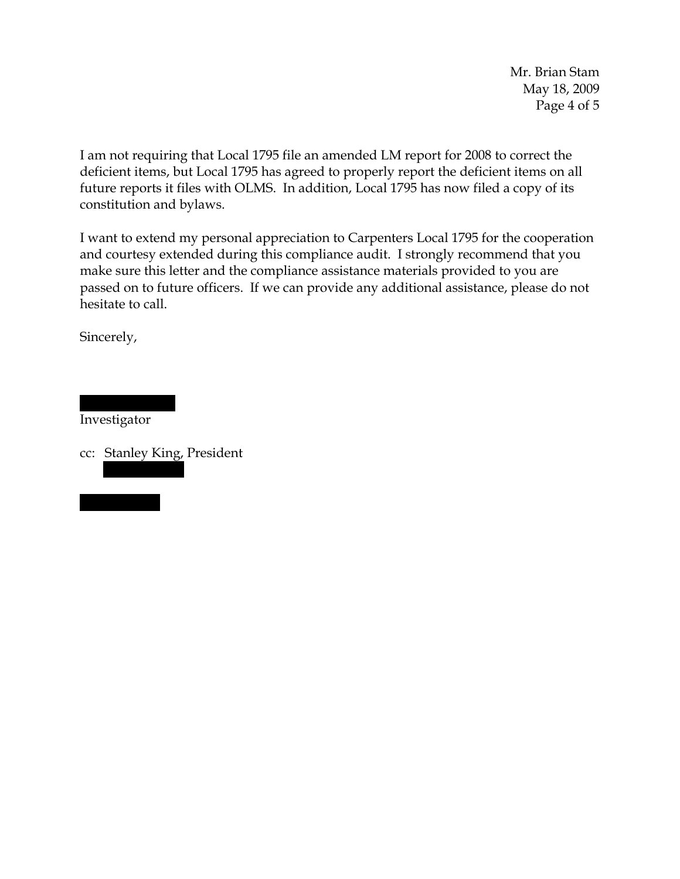I am not requiring that Local 1795 file an amended LM report for 2008 to correct the deficient items, but Local 1795 has agreed to properly report the deficient items on all future reports it files with OLMS. In addition, Local 1795 has now filed a copy of its constitution and bylaws.

I want to extend my personal appreciation to Carpenters Local 1795 for the cooperation and courtesy extended during this compliance audit. I strongly recommend that you make sure this letter and the compliance assistance materials provided to you are passed on to future officers. If we can provide any additional assistance, please do not hesitate to call.

Sincerely,

Investigator

cc: Stanley King, President